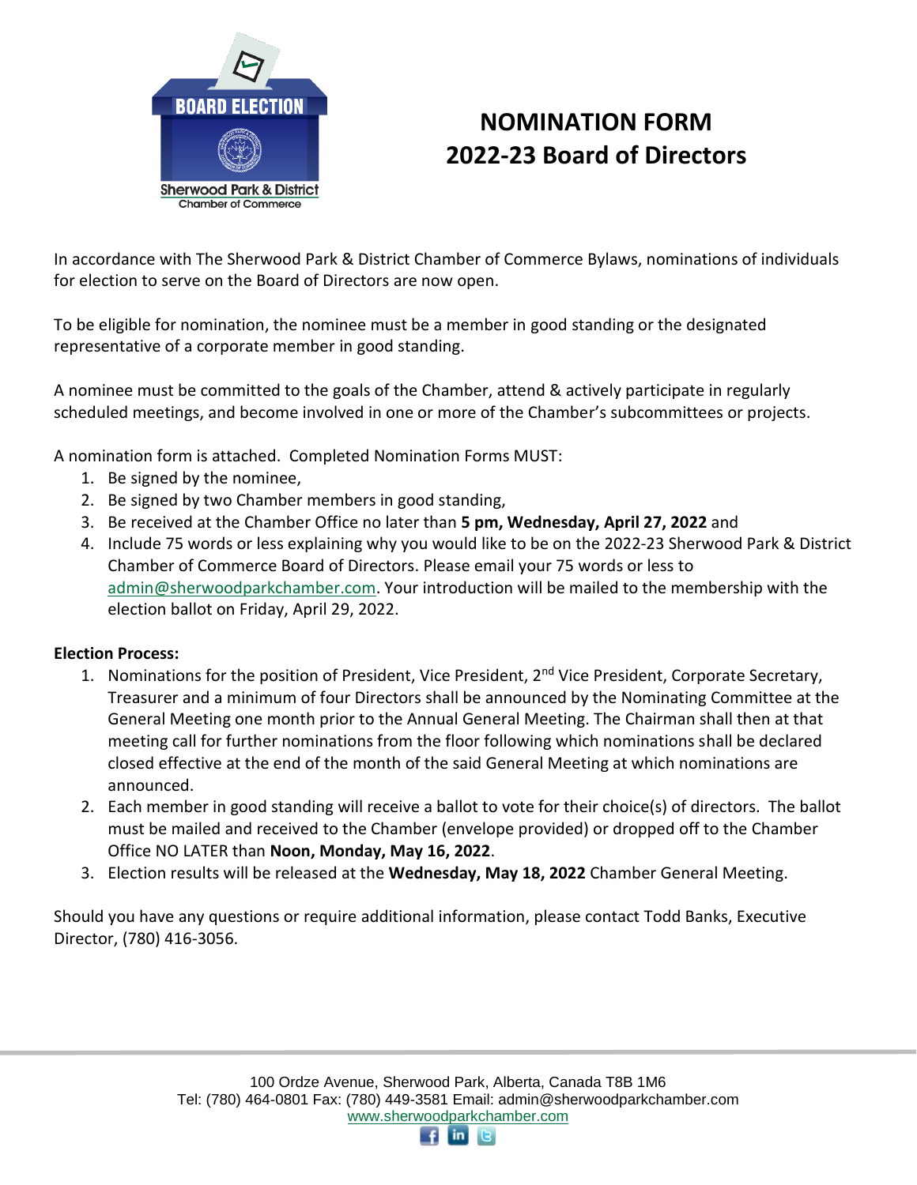BOARD ELECTION

Sherwood Park & District
Chamber of Commerce

# NOMINATION FORM
# 2022-23 Board of Directors

In accordance with The Sherwood Park & District Chamber of Commerce Bylaws, nominations of individuals for election to serve on the Board of Directors are now open.

To be eligible for nomination, the nominee must be a member in good standing or the designated representative of a corporate member in good standing.

A nominee must be committed to the goals of the Chamber, attend & actively participate in regularly scheduled meetings, and become involved in one or more of the Chamber's subcommittees or projects.

A nomination form is attached. Completed Nomination Forms MUST:

1. Be signed by the nominee,
2. Be signed by two Chamber members in good standing,
3. Be received at the Chamber Office no later than **5 pm, Wednesday, April 27, 2022** and
4. Include 75 words or less explaining why you would like to be on the 2022-23 Sherwood Park & District Chamber of Commerce Board of Directors. Please email your 75 words or less to admin@sherwoodparkchamber.com. Your introduction will be mailed to the membership with the election ballot on Friday, April 29, 2022.

**Election Process:**

1. Nominations for the position of President, Vice President, 2nd Vice President, Corporate Secretary, Treasurer and a minimum of four Directors shall be announced by the Nominating Committee at the General Meeting one month prior to the Annual General Meeting. The Chairman shall then at that meeting call for further nominations from the floor following which nominations shall be declared closed effective at the end of the month of the said General Meeting at which nominations are announced.
2. Each member in good standing will receive a ballot to vote for their choice(s) of directors. The ballot must be mailed and received to the Chamber (envelope provided) or dropped off to the Chamber Office NO LATER than **Noon, Monday, May 16, 2022**.
3. Election results will be released at the **Wednesday, May 18, 2022** Chamber General Meeting.

Should you have any questions or require additional information, please contact Todd Banks, Executive Director, (780) 416-3056.

100 Ordze Avenue, Sherwood Park, Alberta, Canada T8B 1M6
Tel: (780) 464-0801 Fax: (780) 449-3581 Email: admin@sherwoodparkchamber.com
www.sherwoodparkchamber.com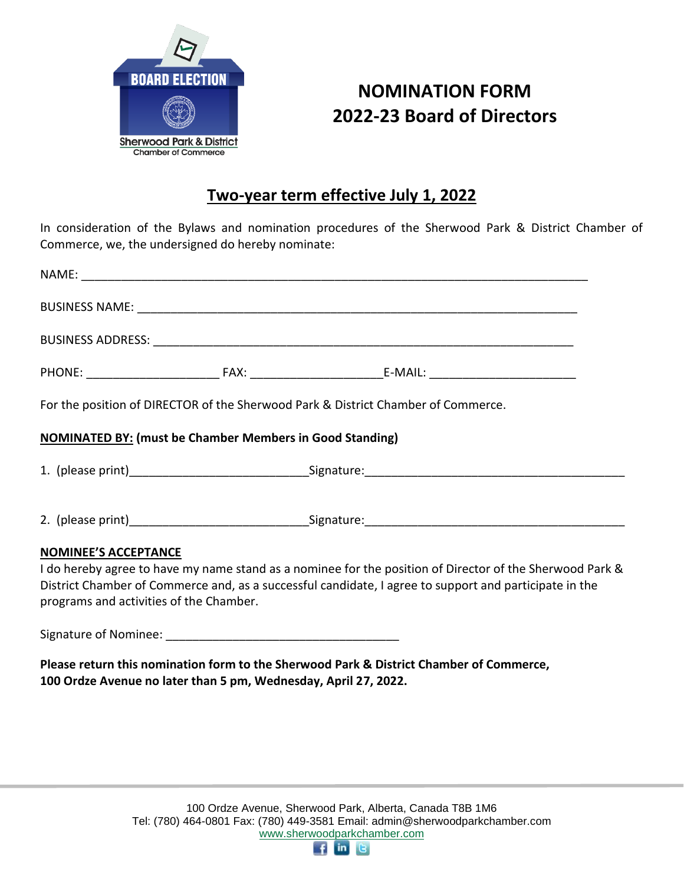BOARD ELECTION

Sherwood Park & District
Chamber of Commerce

# NOMINATION FORM
# 2022-23 Board of Directors

## Two-year term effective July 1, 2022

In consideration of the Bylaws and nomination procedures of the Sherwood Park & District Chamber of Commerce, we, the undersigned do hereby nominate:

NAME: ___________________________________________________________________________

BUSINESS NAME: __________________________________________________________________

BUSINESS ADDRESS: _______________________________________________________________

PHONE: ____________________ FAX: ____________________E-MAIL: ______________________

For the position of DIRECTOR of the Sherwood Park & District Chamber of Commerce.

**NOMINATED BY: (must be Chamber Members in Good Standing)**

1. (please print)___________________________Signature:_______________________________________

2. (please print)___________________________Signature:_______________________________________

**NOMINEE'S ACCEPTANCE**

I do hereby agree to have my name stand as a nominee for the position of Director of the Sherwood Park & District Chamber of Commerce and, as a successful candidate, I agree to support and participate in the programs and activities of the Chamber.

Signature of Nominee: ___________________________________

**Please return this nomination form to the Sherwood Park & District Chamber of Commerce, 100 Ordze Avenue no later than 5 pm, Wednesday, April 27, 2022.**

100 Ordze Avenue, Sherwood Park, Alberta, Canada T8B 1M6
Tel: (780) 464-0801 Fax: (780) 449-3581 Email: admin@sherwoodparkchamber.com
www.sherwoodparkchamber.com